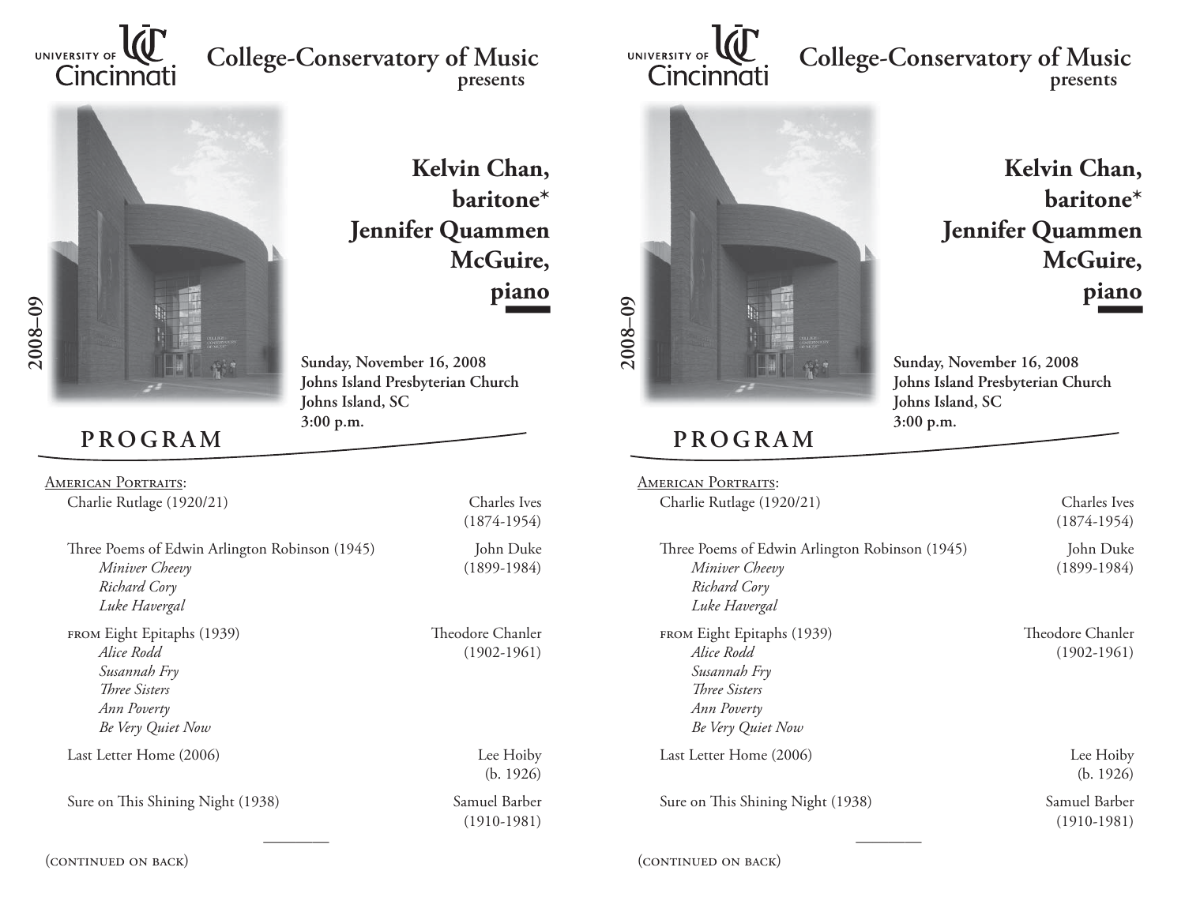University of Cincinnati

# College-Conservatory of Music
presents

2008–09

## Kelvin Chan, baritone*
## Jennifer Quammen McGuire, piano

**Sunday, November 16, 2008**
**Johns Island Presbyterian Church**
**Johns Island, SC**
**3:00 p.m.**

## PROGRAM

American Portraits:

Charlie Rutlage (1920/21) — Charles Ives (1874-1954)

Three Poems of Edwin Arlington Robinson (1945) — John Duke (1899-1984)
- *Miniver Cheevy*
- *Richard Cory*
- *Luke Havergal*

from Eight Epitaphs (1939) — Theodore Chanler (1902-1961)
- *Alice Rodd*
- *Susannah Fry*
- *Three Sisters*
- *Ann Poverty*
- *Be Very Quiet Now*

Last Letter Home (2006) — Lee Hoiby (b. 1926)

Sure on This Shining Night (1938) — Samuel Barber (1910-1981)

———

(continued on back)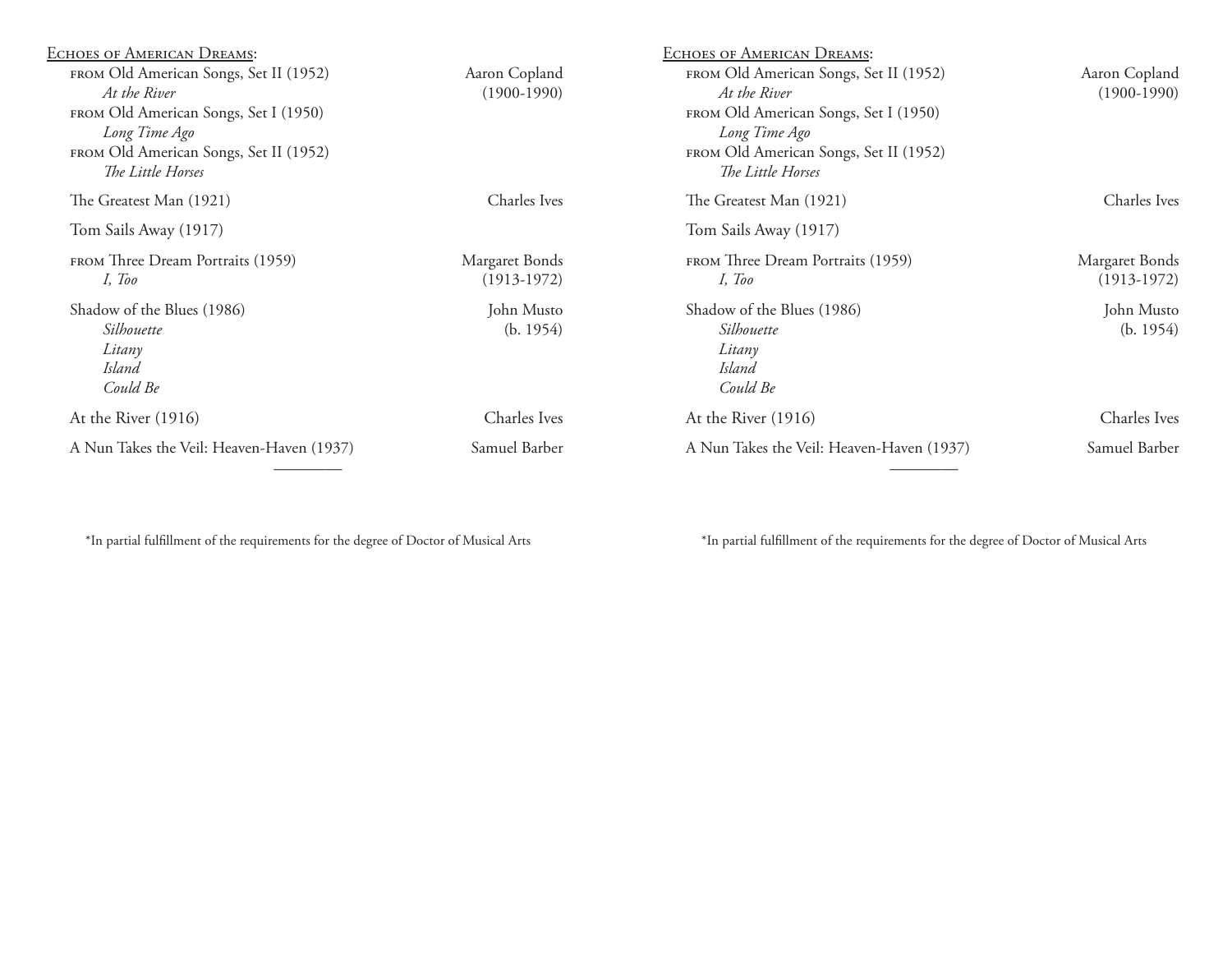Echoes of American Dreams:

| | |
|---|---|
| from Old American Songs, Set II (1952) | Aaron Copland |
| *At the River* | (1900-1990) |
| from Old American Songs, Set I (1950) | |
| *Long Time Ago* | |
| from Old American Songs, Set II (1952) | |
| *The Little Horses* | |
| The Greatest Man (1921) | Charles Ives |
| Tom Sails Away (1917) | |
| from Three Dream Portraits (1959) | Margaret Bonds |
| *I, Too* | (1913-1972) |
| Shadow of the Blues (1986) | John Musto |
| *Silhouette* | (b. 1954) |
| *Litany* | |
| *Island* | |
| *Could Be* | |
| At the River (1916) | Charles Ives |
| A Nun Takes the Veil: Heaven-Haven (1937) | Samuel Barber |

---

*In partial fulfillment of the requirements for the degree of Doctor of Musical Arts

Echoes of American Dreams:

| | |
|---|---|
| from Old American Songs, Set II (1952) | Aaron Copland |
| *At the River* | (1900-1990) |
| from Old American Songs, Set I (1950) | |
| *Long Time Ago* | |
| from Old American Songs, Set II (1952) | |
| *The Little Horses* | |
| The Greatest Man (1921) | Charles Ives |
| Tom Sails Away (1917) | |
| from Three Dream Portraits (1959) | Margaret Bonds |
| *I, Too* | (1913-1972) |
| Shadow of the Blues (1986) | John Musto |
| *Silhouette* | (b. 1954) |
| *Litany* | |
| *Island* | |
| *Could Be* | |
| At the River (1916) | Charles Ives |
| A Nun Takes the Veil: Heaven-Haven (1937) | Samuel Barber |

---

*In partial fulfillment of the requirements for the degree of Doctor of Musical Arts